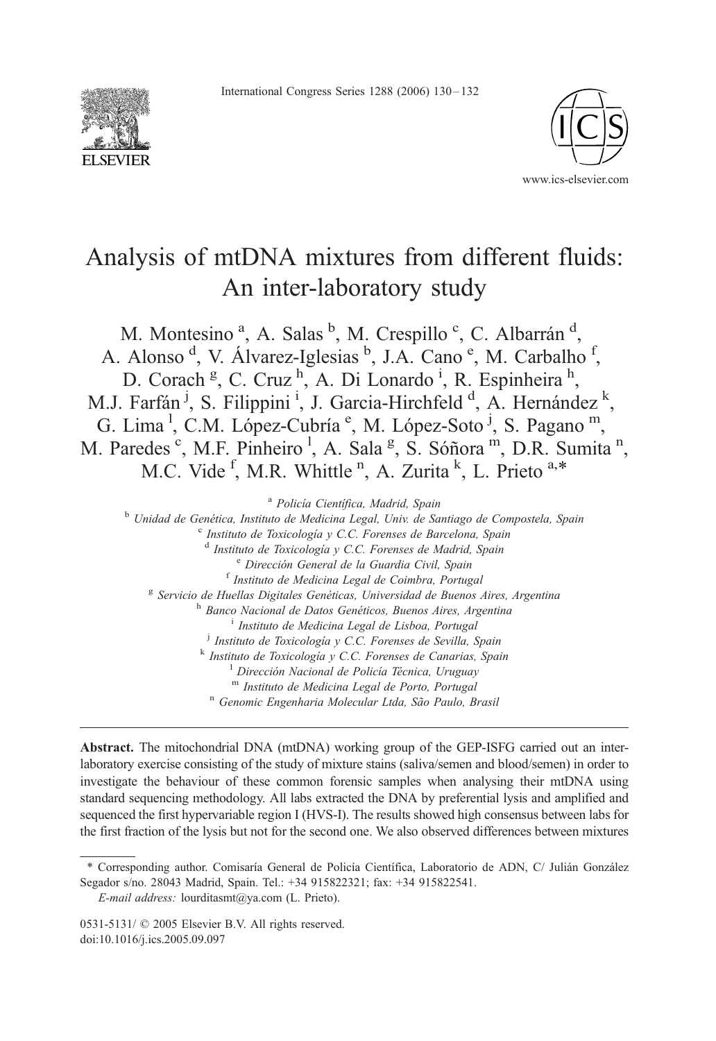# Analysis of mtDNA mixtures from different fluids: An inter-laboratory study

M. Montesino [a], A. Salas [b], M. Crespillo [c], C. Albarrán [d], A. Alonso [d], V. Álvarez-Iglesias [b], J.A. Cano [e], M. Carbalho [f], D. Corach [g], C. Cruz [h], A. Di Lonardo [i], R. Espinheira [h], M.J. Farfán [j], S. Filippini [i], J. Garcia-Hirchfeld [d], A. Hernández [k], G. Lima [l], C.M. López-Cubría [e], M. López-Soto [j], S. Pagano [m], M. Paredes [c], M.F. Pinheiro [l], A. Sala [g], S. Sóñora [m], D.R. Sumita [n], M.C. Vide [f], M.R. Whittle [n], A. Zurita [k], L. Prieto [a,*]

[a] *Policía Científica, Madrid, Spain*
[b] *Unidad de Genética, Instituto de Medicina Legal, Univ. de Santiago de Compostela, Spain*
[c] *Instituto de Toxicología y C.C. Forenses de Barcelona, Spain*
[d] *Instituto de Toxicología y C.C. Forenses de Madrid, Spain*
[e] *Dirección General de la Guardia Civil, Spain*
[f] *Instituto de Medicina Legal de Coimbra, Portugal*
[g] *Servicio de Huellas Digitales Genéticas, Universidad de Buenos Aires, Argentina*
[h] *Banco Nacional de Datos Genéticos, Buenos Aires, Argentina*
[i] *Instituto de Medicina Legal de Lisboa, Portugal*
[j] *Instituto de Toxicología y C.C. Forenses de Sevilla, Spain*
[k] *Instituto de Toxicología y C.C. Forenses de Canarias, Spain*
[l] *Dirección Nacional de Policía Técnica, Uruguay*
[m] *Instituto de Medicina Legal de Porto, Portugal*
[n] *Genomic Engenharia Molecular Ltda, São Paulo, Brasil*

**Abstract.** The mitochondrial DNA (mtDNA) working group of the GEP-ISFG carried out an inter-laboratory exercise consisting of the study of mixture stains (saliva/semen and blood/semen) in order to investigate the behaviour of these common forensic samples when analysing their mtDNA using standard sequencing methodology. All labs extracted the DNA by preferential lysis and amplified and sequenced the first hypervariable region I (HVS-I). The results showed high consensus between labs for the first fraction of the lysis but not for the second one. We also observed differences between mixtures

\* Corresponding author. Comisaría General de Policía Científica, Laboratorio de ADN, C/ Julián González Segador s/no. 28043 Madrid, Spain. Tel.: +34 915822321; fax: +34 915822541.
*E-mail address:* lourditasmt@ya.com (L. Prieto).

0531-5131/ © 2005 Elsevier B.V. All rights reserved.
doi:10.1016/j.ics.2005.09.097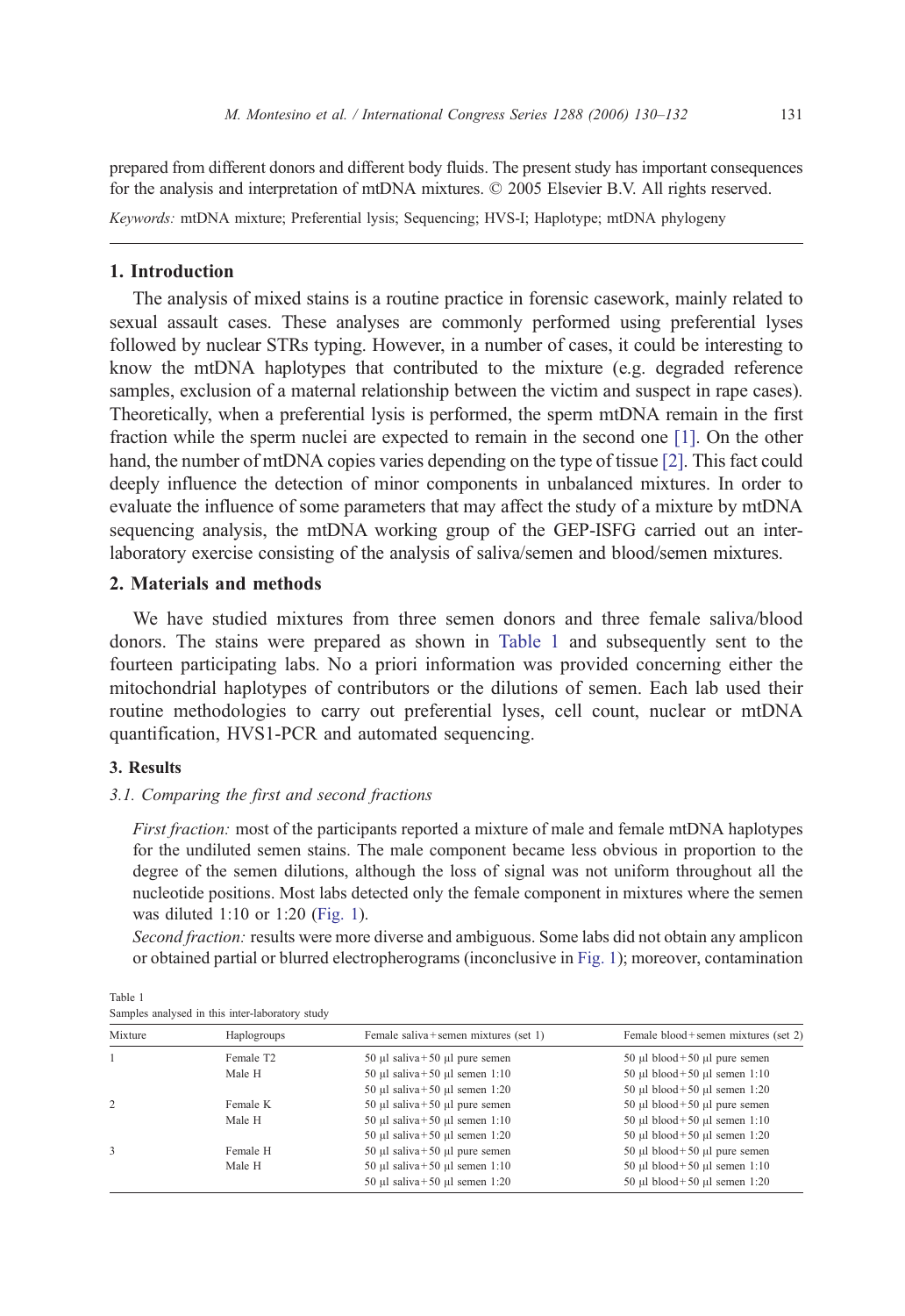prepared from different donors and different body fluids. The present study has important consequences for the analysis and interpretation of mtDNA mixtures. © 2005 Elsevier B.V. All rights reserved.

*Keywords:* mtDNA mixture; Preferential lysis; Sequencing; HVS-I; Haplotype; mtDNA phylogeny

## 1. Introduction

The analysis of mixed stains is a routine practice in forensic casework, mainly related to sexual assault cases. These analyses are commonly performed using preferential lyses followed by nuclear STRs typing. However, in a number of cases, it could be interesting to know the mtDNA haplotypes that contributed to the mixture (e.g. degraded reference samples, exclusion of a maternal relationship between the victim and suspect in rape cases). Theoretically, when a preferential lysis is performed, the sperm mtDNA remain in the first fraction while the sperm nuclei are expected to remain in the second one [1]. On the other hand, the number of mtDNA copies varies depending on the type of tissue [2]. This fact could deeply influence the detection of minor components in unbalanced mixtures. In order to evaluate the influence of some parameters that may affect the study of a mixture by mtDNA sequencing analysis, the mtDNA working group of the GEP-ISFG carried out an inter-laboratory exercise consisting of the analysis of saliva/semen and blood/semen mixtures.

## 2. Materials and methods

We have studied mixtures from three semen donors and three female saliva/blood donors. The stains were prepared as shown in Table 1 and subsequently sent to the fourteen participating labs. No a priori information was provided concerning either the mitochondrial haplotypes of contributors or the dilutions of semen. Each lab used their routine methodologies to carry out preferential lyses, cell count, nuclear or mtDNA quantification, HVS1-PCR and automated sequencing.

## 3. Results

### 3.1. Comparing the first and second fractions

*First fraction:* most of the participants reported a mixture of male and female mtDNA haplotypes for the undiluted semen stains. The male component became less obvious in proportion to the degree of the semen dilutions, although the loss of signal was not uniform throughout all the nucleotide positions. Most labs detected only the female component in mixtures where the semen was diluted 1:10 or 1:20 (Fig. 1).

*Second fraction:* results were more diverse and ambiguous. Some labs did not obtain any amplicon or obtained partial or blurred electropherograms (inconclusive in Fig. 1); moreover, contamination

Table 1
Samples analysed in this inter-laboratory study

| Mixture | Haplogroups | Female saliva + semen mixtures (set 1) | Female blood + semen mixtures (set 2) |
|---|---|---|---|
| 1 | Female T2 | 50 μl saliva + 50 μl pure semen | 50 μl blood + 50 μl pure semen |
| | Male H | 50 μl saliva + 50 μl semen 1:10 | 50 μl blood + 50 μl semen 1:10 |
| | | 50 μl saliva + 50 μl semen 1:20 | 50 μl blood + 50 μl semen 1:20 |
| 2 | Female K | 50 μl saliva + 50 μl pure semen | 50 μl blood + 50 μl pure semen |
| | Male H | 50 μl saliva + 50 μl semen 1:10 | 50 μl blood + 50 μl semen 1:10 |
| | | 50 μl saliva + 50 μl semen 1:20 | 50 μl blood + 50 μl semen 1:20 |
| 3 | Female H | 50 μl saliva + 50 μl pure semen | 50 μl blood + 50 μl pure semen |
| | Male H | 50 μl saliva + 50 μl semen 1:10 | 50 μl blood + 50 μl semen 1:10 |
| | | 50 μl saliva + 50 μl semen 1:20 | 50 μl blood + 50 μl semen 1:20 |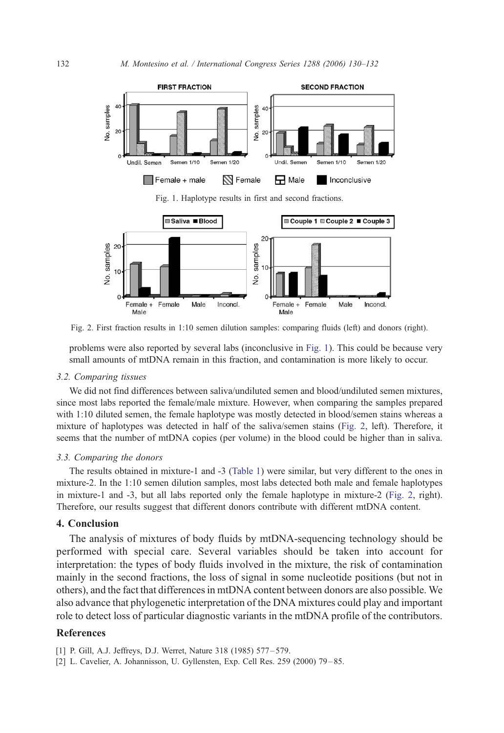FIRST FRACTION

No. samples

0
20
40

Undil. Semen
Semen 1/10
Semen 1/20

SECOND FRACTION

No. samples

0
20
40

Undil. Semen
Semen 1/10
Semen 1/20

Female + male
Female
Male
Inconclusive

Fig. 1. Haplotype results in first and second fractions.

Saliva
Blood

No. samples

0
10
20

Female + Male
Female
Male
Inconcl.

Couple 1
Couple 2
Couple 3

No. samples

0
10
20

Female + Male
Female
Male
Inconcl.

Fig. 2. First fraction results in 1:10 semen dilution samples: comparing fluids (left) and donors (right).

problems were also reported by several labs (inconclusive in Fig. 1). This could be because very small amounts of mtDNA remain in this fraction, and contamination is more likely to occur.

### 3.2. Comparing tissues

We did not find differences between saliva/undiluted semen and blood/undiluted semen mixtures, since most labs reported the female/male mixture. However, when comparing the samples prepared with 1:10 diluted semen, the female haplotype was mostly detected in blood/semen stains whereas a mixture of haplotypes was detected in half of the saliva/semen stains (Fig. 2, left). Therefore, it seems that the number of mtDNA copies (per volume) in the blood could be higher than in saliva.

### 3.3. Comparing the donors

The results obtained in mixture-1 and -3 (Table 1) were similar, but very different to the ones in mixture-2. In the 1:10 semen dilution samples, most labs detected both male and female haplotypes in mixture-1 and -3, but all labs reported only the female haplotype in mixture-2 (Fig. 2, right). Therefore, our results suggest that different donors contribute with different mtDNA content.

## 4. Conclusion

The analysis of mixtures of body fluids by mtDNA-sequencing technology should be performed with special care. Several variables should be taken into account for interpretation: the types of body fluids involved in the mixture, the risk of contamination mainly in the second fractions, the loss of signal in some nucleotide positions (but not in others), and the fact that differences in mtDNA content between donors are also possible. We also advance that phylogenetic interpretation of the DNA mixtures could play and important role to detect loss of particular diagnostic variants in the mtDNA profile of the contributors.

## References

[1] P. Gill, A.J. Jeffreys, D.J. Werret, Nature 318 (1985) 577–579.

[2] L. Cavelier, A. Johannisson, U. Gyllensten, Exp. Cell Res. 259 (2000) 79–85.